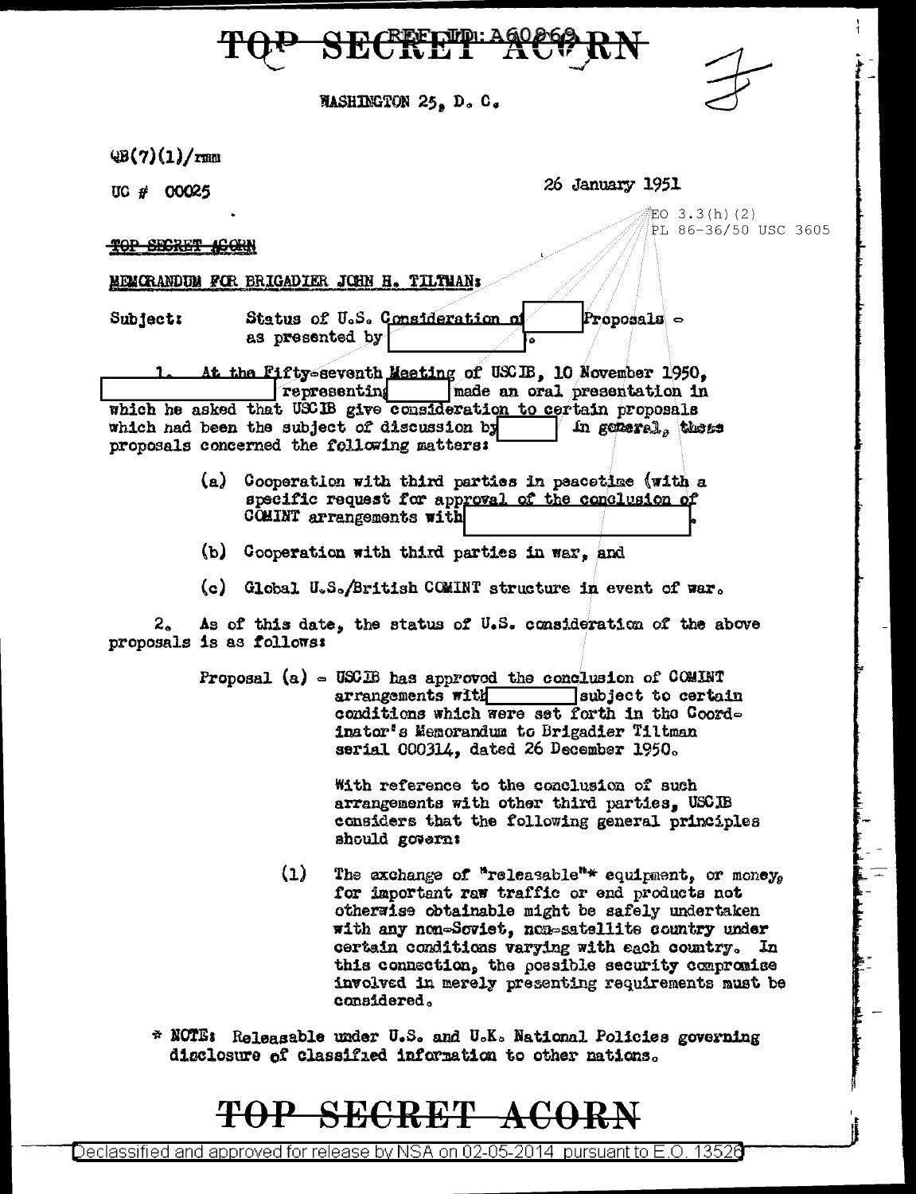TOP SECRET ACORN

REF ID: A60869

WASHINGTON 25, D. C.

QB(7)(1)/rmm

UC # 00025

26 January 1951

EO 3.3(h)(2)
PL 86-36/50 USC 3605

TOP SECRET ACORN

MEMORANDUM FOR BRIGADIER JOHN H. TILTMAN:

Subject: Status of U.S. Consideration of [ ] Proposals - as presented by [ ].

1. At the Fifty-seventh Meeting of USCIB, 10 November 1950, [ ] representing [ ] made an oral presentation in which he asked that USCIB give consideration to certain proposals which had been the subject of discussion by [ ] In general, these proposals concerned the following matters:

(a) Cooperation with third parties in peacetime (with a specific request for approval of the conclusion of COMINT arrangements with [ ].

(b) Cooperation with third parties in war, and

(c) Global U.S./British COMINT structure in event of war.

2. As of this date, the status of U.S. consideration of the above proposals is as follows:

Proposal (a) - USCIB has approved the conclusion of COMINT arrangements with [ ] subject to certain conditions which were set forth in the Coordinator's Memorandum to Brigadier Tiltman serial 000314, dated 26 December 1950.

With reference to the conclusion of such arrangements with other third parties, USCIB considers that the following general principles should govern:

(1) The exchange of "releasable"* equipment, or money, for important raw traffic or end products not otherwise obtainable might be safely undertaken with any non-Soviet, non-satellite country under certain conditions varying with each country. In this connection, the possible security compromise involved in merely presenting requirements must be considered.

* NOTE: Releasable under U.S. and U.K. National Policies governing disclosure of classified information to other nations.

TOP SECRET ACORN

Declassified and approved for release by NSA on 02-05-2014 pursuant to E.O. 13526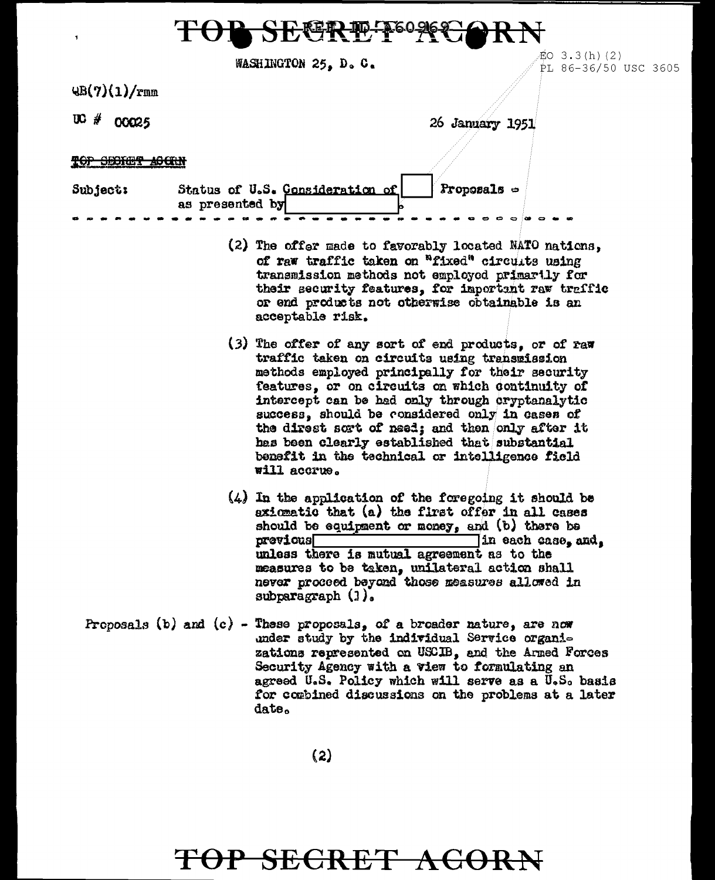TOP SECRET ACORN

WASHINGTON 25, D. C.

EO 3.3(h)(2)
PL 86-36/50 USC 3605

4B(7)(1)/rmm

UC # 00025

26 January 1951

TOP SECRET ACORN

Subject: Status of U.S. Consideration of [ ] Proposals - as presented by [ ].

- - - - - - - - - - - - - - - - - - - - - - - - - - - - - - - -

(2) The offer made to favorably located NATO nations, of raw traffic taken on "fixed" circuits using transmission methods not employed primarily for their security features, for important raw traffic or end products not otherwise obtainable is an acceptable risk.

(3) The offer of any sort of end products, or of raw traffic taken on circuits using transmission methods employed principally for their security features, or on circuits on which continuity of intercept can be had only through cryptanalytic success, should be considered only in cases of the direst sort of need; and then only after it has been clearly established that substantial benefit in the technical or intelligence field will accrue.

(4) In the application of the foregoing it should be axiomatic that (a) the first offer in all cases should be equipment or money, and (b) there be previous [ ] in each case, and, unless there is mutual agreement as to the measures to be taken, unilateral action shall never proceed beyond those measures allowed in subparagraph (1).

Proposals (b) and (c) - These proposals, of a broader nature, are now under study by the individual Service organizations represented on USCIB, and the Armed Forces Security Agency with a view to formulating an agreed U.S. Policy which will serve as a U.S. basis for combined discussions on the problems at a later date.

TOP SECRET ACORN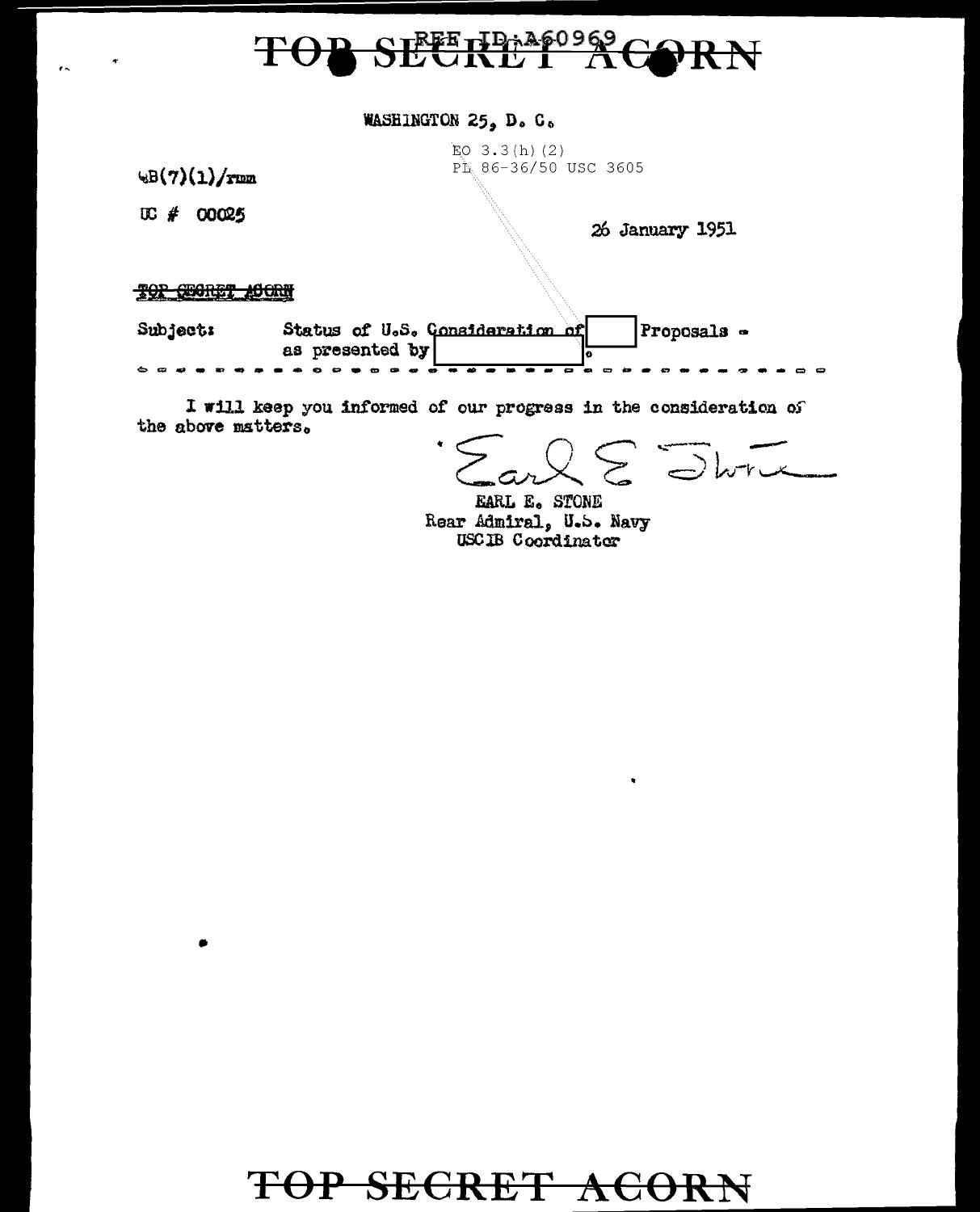# TOP SECRET ACORN

REF ID:A60969

WASHINGTON 25, D. C.

EO 3.3(h)(2)
PL 86-36/50 USC 3605

4B(7)(1)/rmm

UC # 00025

26 January 1951

~~TOP SECRET ACORN~~

Subject: Status of U.S. Consideration of [ ] Proposals - as presented by [ ].

- - - - - - - - - - - - - - - - - - - - - - - - - - - - - -

I will keep you informed of our progress in the consideration of the above matters.

Earl E. Stone

EARL E. STONE
Rear Admiral, U.S. Navy
USCIB Coordinator

# TOP SECRET ACORN